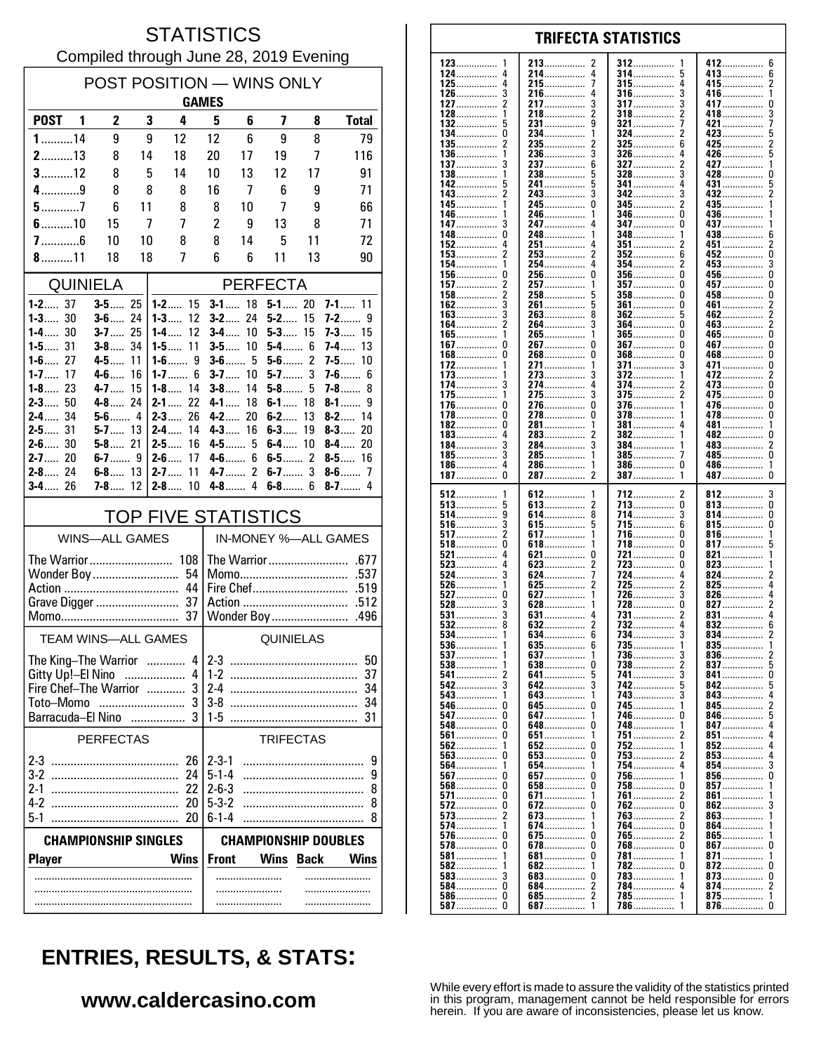# STATISTICS

Compiled through June 28, 2019 Evening

## POST POSITION — WINS ONLY

| POST | GAMES 1 | 2 | 3 | 4 | 5 | 6 | 7 | 8 | Total |
|---|---|---|---|---|---|---|---|---|---|
| 1 | 14 | 9 | 9 | 12 | 12 | 6 | 9 | 8 | 79 |
| 2 | 13 | 8 | 14 | 18 | 20 | 17 | 19 | 7 | 116 |
| 3 | 12 | 8 | 5 | 14 | 10 | 13 | 12 | 17 | 91 |
| 4 | 9 | 8 | 8 | 8 | 16 | 7 | 6 | 9 | 71 |
| 5 | 7 | 6 | 11 | 8 | 8 | 10 | 7 | 9 | 66 |
| 6 | 10 | 15 | 7 | 7 | 2 | 9 | 13 | 8 | 71 |
| 7 | 6 | 10 | 10 | 8 | 8 | 14 | 5 | 11 | 72 |
| 8 | 11 | 18 | 18 | 7 | 6 | 6 | 11 | 13 | 90 |

## QUINIELA

| | | | |
|---|---|---|---|
| 1-2 | 37 | 3-5 | 25 |
| 1-3 | 30 | 3-6 | 24 |
| 1-4 | 30 | 3-7 | 25 |
| 1-5 | 31 | 3-8 | 34 |
| 1-6 | 27 | 4-5 | 11 |
| 1-7 | 17 | 4-6 | 16 |
| 1-8 | 23 | 4-7 | 15 |
| 2-3 | 50 | 4-8 | 24 |
| 2-4 | 34 | 5-6 | 4 |
| 2-5 | 31 | 5-7 | 13 |
| 2-6 | 30 | 5-8 | 21 |
| 2-7 | 20 | 6-7 | 9 |
| 2-8 | 24 | 6-8 | 13 |
| 3-4 | 26 | 7-8 | 12 |

## PERFECTA

| | | | | | | | |
|---|---|---|---|---|---|---|---|
| 1-2 | 15 | 3-1 | 18 | 5-1 | 20 | 7-1 | 11 |
| 1-3 | 12 | 3-2 | 24 | 5-2 | 15 | 7-2 | 9 |
| 1-4 | 12 | 3-4 | 10 | 5-3 | 15 | 7-3 | 15 |
| 1-5 | 11 | 3-5 | 10 | 5-4 | 6 | 7-4 | 13 |
| 1-6 | 9 | 3-6 | 5 | 5-6 | 2 | 7-5 | 10 |
| 1-7 | 6 | 3-7 | 10 | 5-7 | 3 | 7-6 | 6 |
| 1-8 | 14 | 3-8 | 14 | 5-8 | 5 | 7-8 | 8 |
| 2-1 | 22 | 4-1 | 18 | 6-1 | 18 | 8-1 | 9 |
| 2-3 | 26 | 4-2 | 20 | 6-2 | 13 | 8-2 | 14 |
| 2-4 | 14 | 4-3 | 16 | 6-3 | 19 | 8-3 | 20 |
| 2-5 | 16 | 4-5 | 5 | 6-4 | 10 | 8-4 | 20 |
| 2-6 | 17 | 4-6 | 6 | 6-5 | 2 | 8-5 | 16 |
| 2-7 | 11 | 4-7 | 2 | 6-7 | 3 | 8-6 | 7 |
| 2-8 | 10 | 4-8 | 4 | 6-8 | 6 | 8-7 | 4 |

## TOP FIVE STATISTICS

| WINS—ALL GAMES | | IN-MONEY %—ALL GAMES | |
|---|---|---|---|
| The Warrior | 108 | The Warrior | .677 |
| Wonder Boy | 54 | Momo | .537 |
| Action | 44 | Fire Chef | .519 |
| Grave Digger | 37 | Action | .512 |
| Momo | 37 | Wonder Boy | .496 |

| TEAM WINS—ALL GAMES | | QUINIELAS | |
|---|---|---|---|
| The King–The Warrior | 4 | 2-3 | 50 |
| Gitty Up!–El Nino | 4 | 1-2 | 37 |
| Fire Chef–The Warrior | 3 | 2-4 | 34 |
| Toto–Momo | 3 | 3-8 | 34 |
| Barracuda–El Nino | 3 | 1-5 | 31 |

| PERFECTAS | | TRIFECTAS | |
|---|---|---|---|
| 2-3 | 26 | 2-3-1 | 9 |
| 3-2 | 24 | 5-1-4 | 9 |
| 2-1 | 22 | 2-6-3 | 8 |
| 4-2 | 20 | 5-3-2 | 8 |
| 5-1 | 20 | 6-1-4 | 8 |

| CHAMPIONSHIP SINGLES | | CHAMPIONSHIP DOUBLES | | | |
|---|---|---|---|---|---|
| Player | Wins | Front | Wins | Back | Wins |
| | | | | | |
| | | | | | |
| | | | | | |

## TRIFECTA STATISTICS

| | | | | | | | |
|---|---|---|---|---|---|---|---|
| 123 | 1 | 213 | 2 | 312 | 1 | 412 | 6 |
| 124 | 4 | 214 | 4 | 314 | 5 | 413 | 6 |
| 125 | 4 | 215 | 7 | 315 | 4 | 415 | 2 |
| 126 | 3 | 216 | 4 | 316 | 3 | 416 | 1 |
| 127 | 2 | 217 | 3 | 317 | 3 | 417 | 0 |
| 128 | 1 | 218 | 2 | 318 | 2 | 418 | 3 |
| 132 | 5 | 231 | 9 | 321 | 7 | 421 | 7 |
| 134 | 0 | 234 | 1 | 324 | 2 | 423 | 5 |
| 135 | 2 | 235 | 2 | 325 | 6 | 425 | 2 |
| 136 | 1 | 236 | 3 | 326 | 4 | 426 | 5 |
| 137 | 3 | 237 | 6 | 327 | 2 | 427 | 1 |
| 138 | 1 | 238 | 5 | 328 | 3 | 428 | 0 |
| 142 | 5 | 241 | 5 | 341 | 4 | 431 | 5 |
| 143 | 2 | 243 | 3 | 342 | 3 | 432 | 2 |
| 145 | 1 | 245 | 0 | 345 | 2 | 435 | 1 |
| 146 | 1 | 246 | 1 | 346 | 0 | 436 | 1 |
| 147 | 3 | 247 | 4 | 347 | 0 | 437 | 1 |
| 148 | 0 | 248 | 1 | 348 | 1 | 438 | 6 |
| 152 | 4 | 251 | 4 | 351 | 2 | 451 | 2 |
| 153 | 2 | 253 | 2 | 352 | 6 | 452 | 0 |
| 154 | 1 | 254 | 4 | 354 | 2 | 453 | 3 |
| 156 | 0 | 256 | 0 | 356 | 0 | 456 | 0 |
| 157 | 2 | 257 | 1 | 357 | 0 | 457 | 0 |
| 158 | 2 | 258 | 5 | 358 | 0 | 458 | 0 |
| 162 | 3 | 261 | 5 | 361 | 0 | 461 | 2 |
| 163 | 3 | 263 | 8 | 362 | 5 | 462 | 2 |
| 164 | 2 | 264 | 3 | 364 | 0 | 463 | 2 |
| 165 | 1 | 265 | 1 | 365 | 0 | 465 | 0 |
| 167 | 0 | 267 | 0 | 367 | 0 | 467 | 0 |
| 168 | 0 | 268 | 0 | 368 | 0 | 468 | 0 |
| 172 | 1 | 271 | 1 | 371 | 3 | 471 | 0 |
| 173 | 1 | 273 | 3 | 372 | 1 | 472 | 2 |
| 174 | 3 | 274 | 4 | 374 | 2 | 473 | 0 |
| 175 | 1 | 275 | 3 | 375 | 2 | 475 | 0 |
| 176 | 0 | 276 | 0 | 376 | 1 | 476 | 0 |
| 178 | 0 | 278 | 0 | 378 | 1 | 478 | 0 |
| 182 | 0 | 281 | 1 | 381 | 4 | 481 | 1 |
| 183 | 4 | 283 | 2 | 382 | 1 | 482 | 0 |
| 184 | 3 | 284 | 3 | 384 | 1 | 483 | 2 |
| 185 | 3 | 285 | 1 | 385 | 7 | 485 | 0 |
| 186 | 4 | 286 | 1 | 386 | 0 | 486 | 1 |
| 187 | 0 | 287 | 2 | 387 | 1 | 487 | 0 |
| 512 | 1 | 612 | 1 | 712 | 2 | 812 | 3 |
| 513 | 5 | 613 | 2 | 713 | 0 | 813 | 0 |
| 514 | 9 | 614 | 8 | 714 | 3 | 814 | 0 |
| 516 | 3 | 615 | 5 | 715 | 6 | 815 | 0 |
| 517 | 2 | 617 | 1 | 716 | 0 | 816 | 1 |
| 518 | 0 | 618 | 1 | 718 | 0 | 817 | 5 |
| 521 | 4 | 621 | 0 | 721 | 0 | 821 | 1 |
| 523 | 4 | 623 | 2 | 723 | 0 | 823 | 1 |
| 524 | 3 | 624 | 7 | 724 | 4 | 824 | 2 |
| 526 | 1 | 625 | 2 | 725 | 2 | 825 | 4 |
| 527 | 0 | 627 | 1 | 726 | 3 | 826 | 4 |
| 528 | 3 | 628 | 1 | 728 | 0 | 827 | 2 |
| 531 | 3 | 631 | 4 | 731 | 2 | 831 | 4 |
| 532 | 8 | 632 | 2 | 732 | 4 | 832 | 6 |
| 534 | 1 | 634 | 6 | 734 | 3 | 834 | 2 |
| 536 | 1 | 635 | 6 | 735 | 1 | 835 | 1 |
| 537 | 1 | 637 | 1 | 736 | 3 | 836 | 2 |
| 538 | 1 | 638 | 0 | 738 | 2 | 837 | 5 |
| 541 | 2 | 641 | 5 | 741 | 3 | 841 | 0 |
| 542 | 3 | 642 | 3 | 742 | 5 | 842 | 5 |
| 543 | 1 | 643 | 1 | 743 | 3 | 843 | 4 |
| 546 | 0 | 645 | 0 | 745 | 1 | 845 | 2 |
| 547 | 0 | 647 | 1 | 746 | 0 | 846 | 5 |
| 548 | 0 | 648 | 0 | 748 | 1 | 847 | 4 |
| 561 | 0 | 651 | 1 | 751 | 2 | 851 | 4 |
| 562 | 1 | 652 | 0 | 752 | 1 | 852 | 4 |
| 563 | 0 | 653 | 0 | 753 | 2 | 853 | 4 |
| 564 | 1 | 654 | 1 | 754 | 4 | 854 | 3 |
| 567 | 0 | 657 | 0 | 756 | 1 | 856 | 0 |
| 568 | 0 | 658 | 0 | 758 | 0 | 857 | 1 |
| 571 | 0 | 671 | 1 | 761 | 2 | 861 | 1 |
| 572 | 0 | 672 | 0 | 762 | 0 | 862 | 3 |
| 573 | 2 | 673 | 1 | 763 | 2 | 863 | 1 |
| 574 | 1 | 674 | 1 | 764 | 0 | 864 | 1 |
| 576 | 0 | 675 | 0 | 765 | 2 | 865 | 1 |
| 578 | 0 | 678 | 0 | 768 | 0 | 867 | 0 |
| 581 | 1 | 681 | 0 | 781 | 1 | 871 | 1 |
| 582 | 1 | 682 | 1 | 782 | 0 | 872 | 0 |
| 583 | 3 | 683 | 0 | 783 | 1 | 873 | 0 |
| 584 | 0 | 684 | 2 | 784 | 4 | 874 | 2 |
| 586 | 0 | 685 | 2 | 785 | 1 | 875 | 1 |
| 587 | 0 | 687 | 1 | 786 | 1 | 876 | 0 |

## ENTRIES, RESULTS, & STATS:

**www.caldercasino.com**

While every effort is made to assure the validity of the statistics printed in this program, management cannot be held responsible for errors herein. If you are aware of inconsistencies, please let us know.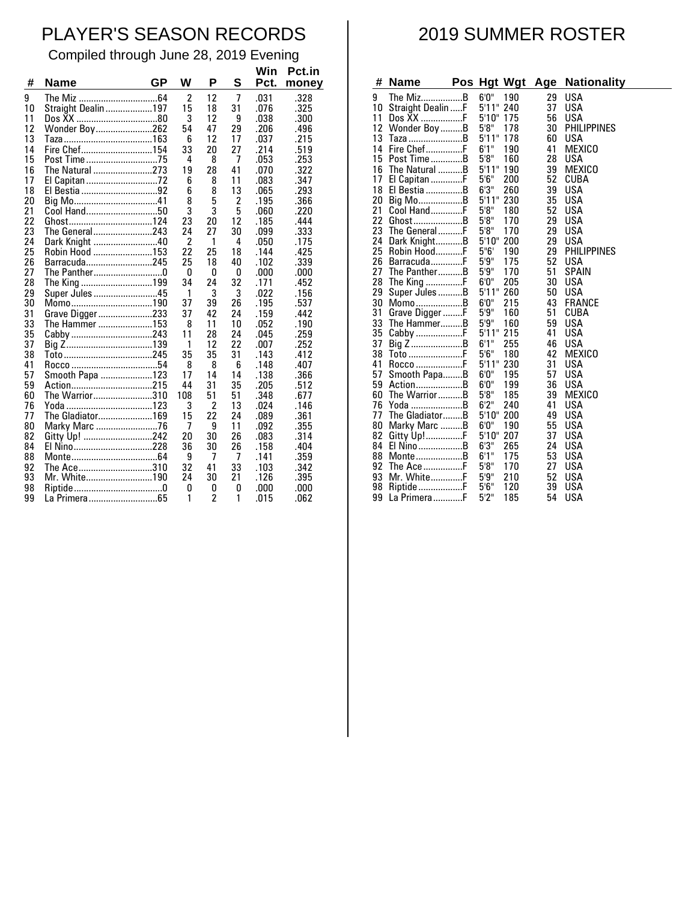# PLAYER'S SEASON RECORDS

Compiled through June 28, 2019 Evening

| # | Name | GP | W | P | S | Win Pct. | Pct.in money |
|---|---|---|---|---|---|---|---|
| 9 | The Miz | 64 | 2 | 12 | 7 | .031 | .328 |
| 10 | Straight Dealin | 197 | 15 | 18 | 31 | .076 | .325 |
| 11 | Dos XX | 80 | 3 | 12 | 9 | .038 | .300 |
| 12 | Wonder Boy | 262 | 54 | 47 | 29 | .206 | .496 |
| 13 | Taza | 163 | 6 | 12 | 17 | .037 | .215 |
| 14 | Fire Chef | 154 | 33 | 20 | 27 | .214 | .519 |
| 15 | Post Time | 75 | 4 | 8 | 7 | .053 | .253 |
| 16 | The Natural | 273 | 19 | 28 | 41 | .070 | .322 |
| 17 | El Capitan | 72 | 6 | 8 | 11 | .083 | .347 |
| 18 | El Bestia | 92 | 6 | 8 | 13 | .065 | .293 |
| 20 | Big Mo | 41 | 8 | 5 | 2 | .195 | .366 |
| 21 | Cool Hand | 50 | 3 | 3 | 5 | .060 | .220 |
| 22 | Ghost | 124 | 23 | 20 | 12 | .185 | .444 |
| 23 | The General | 243 | 24 | 27 | 30 | .099 | .333 |
| 24 | Dark Knight | 40 | 2 | 1 | 4 | .050 | .175 |
| 25 | Robin Hood | 153 | 22 | 25 | 18 | .144 | .425 |
| 26 | Barracuda | 245 | 25 | 18 | 40 | .102 | .339 |
| 27 | The Panther | 0 | 0 | 0 | 0 | .000 | .000 |
| 28 | The King | 199 | 34 | 24 | 32 | .171 | .452 |
| 29 | Super Jules | 45 | 1 | 3 | 3 | .022 | .156 |
| 30 | Momo | 190 | 37 | 39 | 26 | .195 | .537 |
| 31 | Grave Digger | 233 | 37 | 42 | 24 | .159 | .442 |
| 33 | The Hammer | 153 | 8 | 11 | 10 | .052 | .190 |
| 35 | Cabby | 243 | 11 | 28 | 24 | .045 | .259 |
| 37 | Big Z | 139 | 1 | 12 | 22 | .007 | .252 |
| 38 | Toto | 245 | 35 | 35 | 31 | .143 | .412 |
| 41 | Rocco | 54 | 8 | 8 | 6 | .148 | .407 |
| 57 | Smooth Papa | 123 | 17 | 14 | 14 | .138 | .366 |
| 59 | Action | 215 | 44 | 31 | 35 | .205 | .512 |
| 60 | The Warrior | 310 | 108 | 51 | 51 | .348 | .677 |
| 76 | Yoda | 123 | 3 | 2 | 13 | .024 | .146 |
| 77 | The Gladiator | 169 | 15 | 22 | 24 | .089 | .361 |
| 80 | Marky Marc | 76 | 7 | 9 | 11 | .092 | .355 |
| 82 | Gitty Up! | 242 | 20 | 30 | 26 | .083 | .314 |
| 84 | El Nino | 228 | 36 | 30 | 26 | .158 | .404 |
| 88 | Monte | 64 | 9 | 7 | 7 | .141 | .359 |
| 92 | The Ace | 310 | 32 | 41 | 33 | .103 | .342 |
| 93 | Mr. White | 190 | 24 | 30 | 21 | .126 | .395 |
| 98 | Riptide | 0 | 0 | 0 | 0 | .000 | .000 |
| 99 | La Primera | 65 | 1 | 2 | 1 | .015 | .062 |

# 2019 SUMMER ROSTER

| # | Name | Pos | Hgt | Wgt | Age | Nationality |
|---|---|---|---|---|---|---|
| 9 | The Miz | B | 6'0" | 190 | 29 | USA |
| 10 | Straight Dealin | F | 5'11" | 240 | 37 | USA |
| 11 | Dos XX | F | 5'10" | 175 | 56 | USA |
| 12 | Wonder Boy | B | 5'8" | 178 | 30 | PHILIPPINES |
| 13 | Taza | B | 5'11" | 178 | 60 | USA |
| 14 | Fire Chef | F | 6'1" | 190 | 41 | MEXICO |
| 15 | Post Time | B | 5'8" | 160 | 28 | USA |
| 16 | The Natural | B | 5'11" | 190 | 39 | MEXICO |
| 17 | El Capitan | F | 5'6" | 200 | 52 | CUBA |
| 18 | El Bestia | B | 6'3" | 260 | 39 | USA |
| 20 | Big Mo | B | 5'11" | 230 | 35 | USA |
| 21 | Cool Hand | F | 5'8" | 180 | 52 | USA |
| 22 | Ghost | B | 5'8" | 170 | 29 | USA |
| 23 | The General | F | 5'8" | 170 | 29 | USA |
| 24 | Dark Knight | B | 5'10" | 200 | 29 | USA |
| 25 | Robin Hood | F | 5"6' | 190 | 29 | PHILIPPINES |
| 26 | Barracuda | F | 5'9" | 175 | 52 | USA |
| 27 | The Panther | B | 5'9" | 170 | 51 | SPAIN |
| 28 | The King | F | 6'0" | 205 | 30 | USA |
| 29 | Super Jules | B | 5'11" | 260 | 50 | USA |
| 30 | Momo | B | 6'0" | 215 | 43 | FRANCE |
| 31 | Grave Digger | F | 5'9" | 160 | 51 | CUBA |
| 33 | The Hammer | B | 5'9" | 160 | 59 | USA |
| 35 | Cabby | F | 5'11" | 215 | 41 | USA |
| 37 | Big Z | B | 6'1" | 255 | 46 | USA |
| 38 | Toto | F | 5'6" | 180 | 42 | MEXICO |
| 41 | Rocco | F | 5'11" | 230 | 31 | USA |
| 57 | Smooth Papa | B | 6'0" | 195 | 57 | USA |
| 59 | Action | B | 6'0" | 199 | 36 | USA |
| 60 | The Warrior | B | 5'8" | 185 | 39 | MEXICO |
| 76 | Yoda | B | 6'2" | 240 | 41 | USA |
| 77 | The Gladiator | B | 5'10" | 200 | 49 | USA |
| 80 | Marky Marc | B | 6'0" | 190 | 55 | USA |
| 82 | Gitty Up! | F | 5'10" | 207 | 37 | USA |
| 84 | El Nino | B | 6'3" | 265 | 24 | USA |
| 88 | Monte | B | 6'1" | 175 | 53 | USA |
| 92 | The Ace | F | 5'8" | 170 | 27 | USA |
| 93 | Mr. White | F | 5'9" | 210 | 52 | USA |
| 98 | Riptide | F | 5'6" | 120 | 39 | USA |
| 99 | La Primera | F | 5'2" | 185 | 54 | USA |